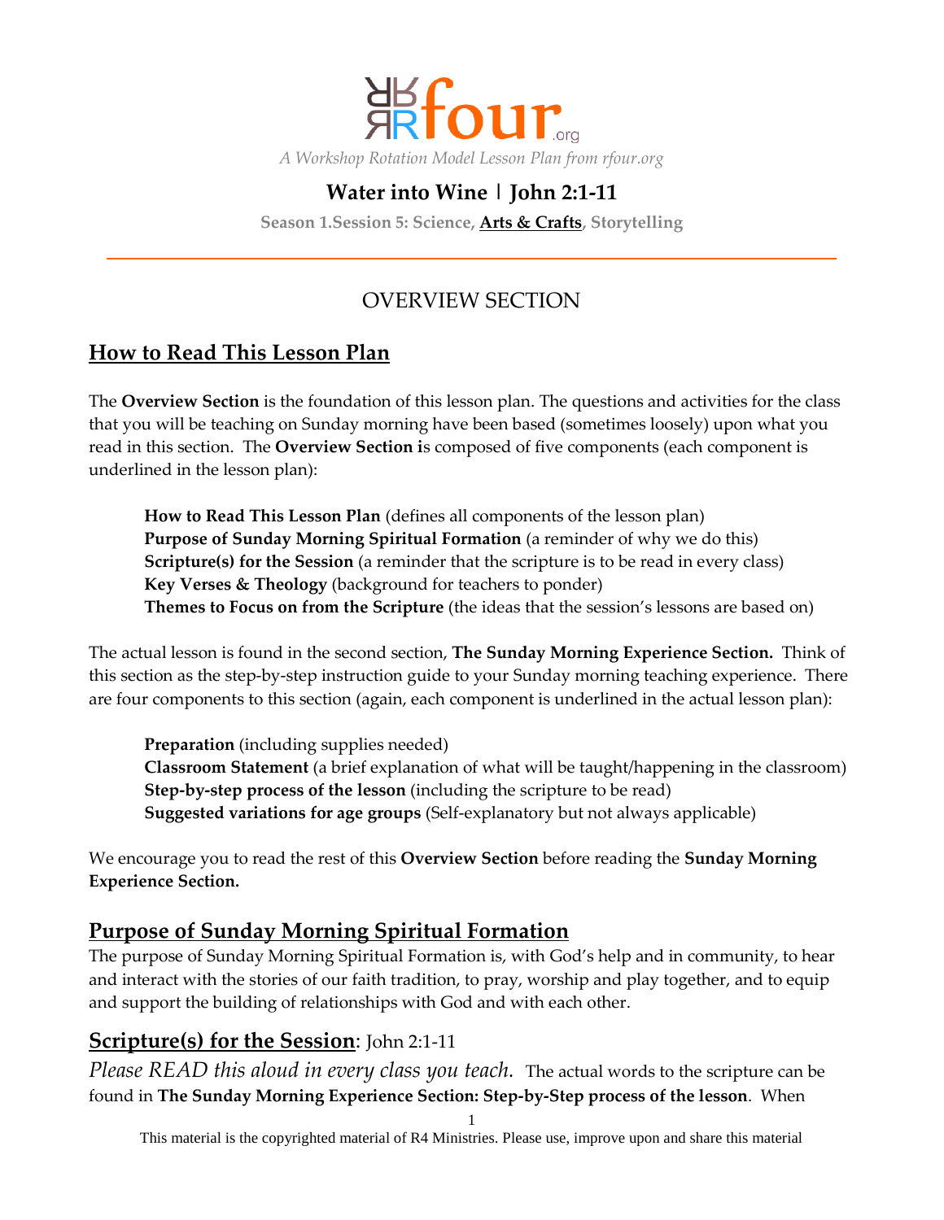rfour.org

*A Workshop Rotation Model Lesson Plan from rfour.org*

# Water into Wine | John 2:1-11

**Season 1.Session 5: Science, Arts & Crafts, Storytelling**

---

## OVERVIEW SECTION

## How to Read This Lesson Plan

The **Overview Section** is the foundation of this lesson plan. The questions and activities for the class that you will be teaching on Sunday morning have been based (sometimes loosely) upon what you read in this section. The **Overview Section i**s composed of five components (each component is underlined in the lesson plan):

> **How to Read This Lesson Plan** (defines all components of the lesson plan)
> **Purpose of Sunday Morning Spiritual Formation** (a reminder of why we do this)
> **Scripture(s) for the Session** (a reminder that the scripture is to be read in every class)
> **Key Verses & Theology** (background for teachers to ponder)
> **Themes to Focus on from the Scripture** (the ideas that the session's lessons are based on)

The actual lesson is found in the second section, **The Sunday Morning Experience Section.** Think of this section as the step-by-step instruction guide to your Sunday morning teaching experience. There are four components to this section (again, each component is underlined in the actual lesson plan):

> **Preparation** (including supplies needed)
> **Classroom Statement** (a brief explanation of what will be taught/happening in the classroom)
> **Step-by-step process of the lesson** (including the scripture to be read)
> **Suggested variations for age groups** (Self-explanatory but not always applicable)

We encourage you to read the rest of this **Overview Section** before reading the **Sunday Morning Experience Section.**

## Purpose of Sunday Morning Spiritual Formation

The purpose of Sunday Morning Spiritual Formation is, with God's help and in community, to hear and interact with the stories of our faith tradition, to pray, worship and play together, and to equip and support the building of relationships with God and with each other.

## Scripture(s) for the Session: John 2:1-11

*Please READ this aloud in every class you teach.* The actual words to the scripture can be found in **The Sunday Morning Experience Section: Step-by-Step process of the lesson**. When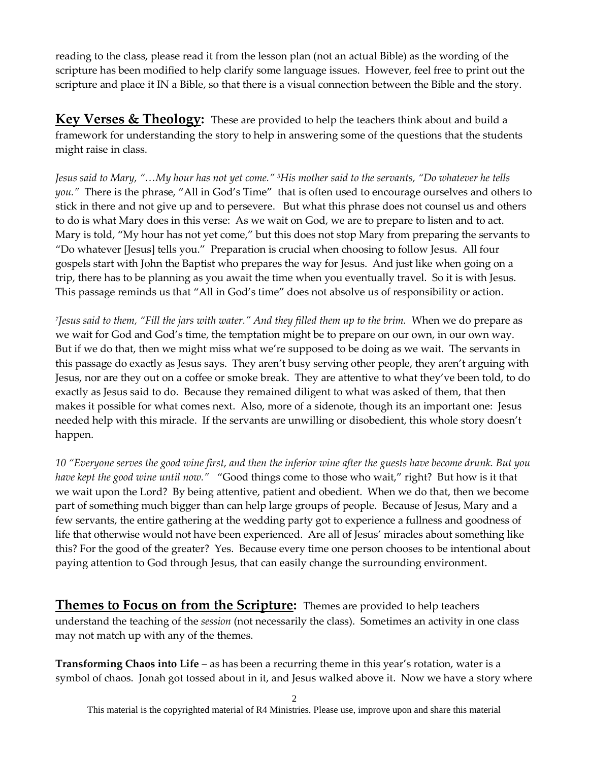reading to the class, please read it from the lesson plan (not an actual Bible) as the wording of the scripture has been modified to help clarify some language issues. However, feel free to print out the scripture and place it IN a Bible, so that there is a visual connection between the Bible and the story.

## **Key Verses & Theology:**

These are provided to help the teachers think about and build a framework for understanding the story to help in answering some of the questions that the students might raise in class.

*Jesus said to Mary, "…My hour has not yet come." [5]His mother said to the servants, "Do whatever he tells you."* There is the phrase, "All in God's Time" that is often used to encourage ourselves and others to stick in there and not give up and to persevere. But what this phrase does not counsel us and others to do is what Mary does in this verse: As we wait on God, we are to prepare to listen and to act. Mary is told, "My hour has not yet come," but this does not stop Mary from preparing the servants to "Do whatever [Jesus] tells you." Preparation is crucial when choosing to follow Jesus. All four gospels start with John the Baptist who prepares the way for Jesus. And just like when going on a trip, there has to be planning as you await the time when you eventually travel. So it is with Jesus. This passage reminds us that "All in God's time" does not absolve us of responsibility or action.

*[7]Jesus said to them, "Fill the jars with water." And they filled them up to the brim.* When we do prepare as we wait for God and God's time, the temptation might be to prepare on our own, in our own way. But if we do that, then we might miss what we're supposed to be doing as we wait. The servants in this passage do exactly as Jesus says. They aren't busy serving other people, they aren't arguing with Jesus, nor are they out on a coffee or smoke break. They are attentive to what they've been told, to do exactly as Jesus said to do. Because they remained diligent to what was asked of them, that then makes it possible for what comes next. Also, more of a sidenote, though its an important one: Jesus needed help with this miracle. If the servants are unwilling or disobedient, this whole story doesn't happen.

*10 "Everyone serves the good wine first, and then the inferior wine after the guests have become drunk. But you have kept the good wine until now."* "Good things come to those who wait," right? But how is it that we wait upon the Lord? By being attentive, patient and obedient. When we do that, then we become part of something much bigger than can help large groups of people. Because of Jesus, Mary and a few servants, the entire gathering at the wedding party got to experience a fullness and goodness of life that otherwise would not have been experienced. Are all of Jesus' miracles about something like this? For the good of the greater? Yes. Because every time one person chooses to be intentional about paying attention to God through Jesus, that can easily change the surrounding environment.

## **Themes to Focus on from the Scripture:**

Themes are provided to help teachers understand the teaching of the *session* (not necessarily the class). Sometimes an activity in one class may not match up with any of the themes.

**Transforming Chaos into Life** – as has been a recurring theme in this year's rotation, water is a symbol of chaos. Jonah got tossed about in it, and Jesus walked above it. Now we have a story where

This material is the copyrighted material of R4 Ministries. Please use, improve upon and share this material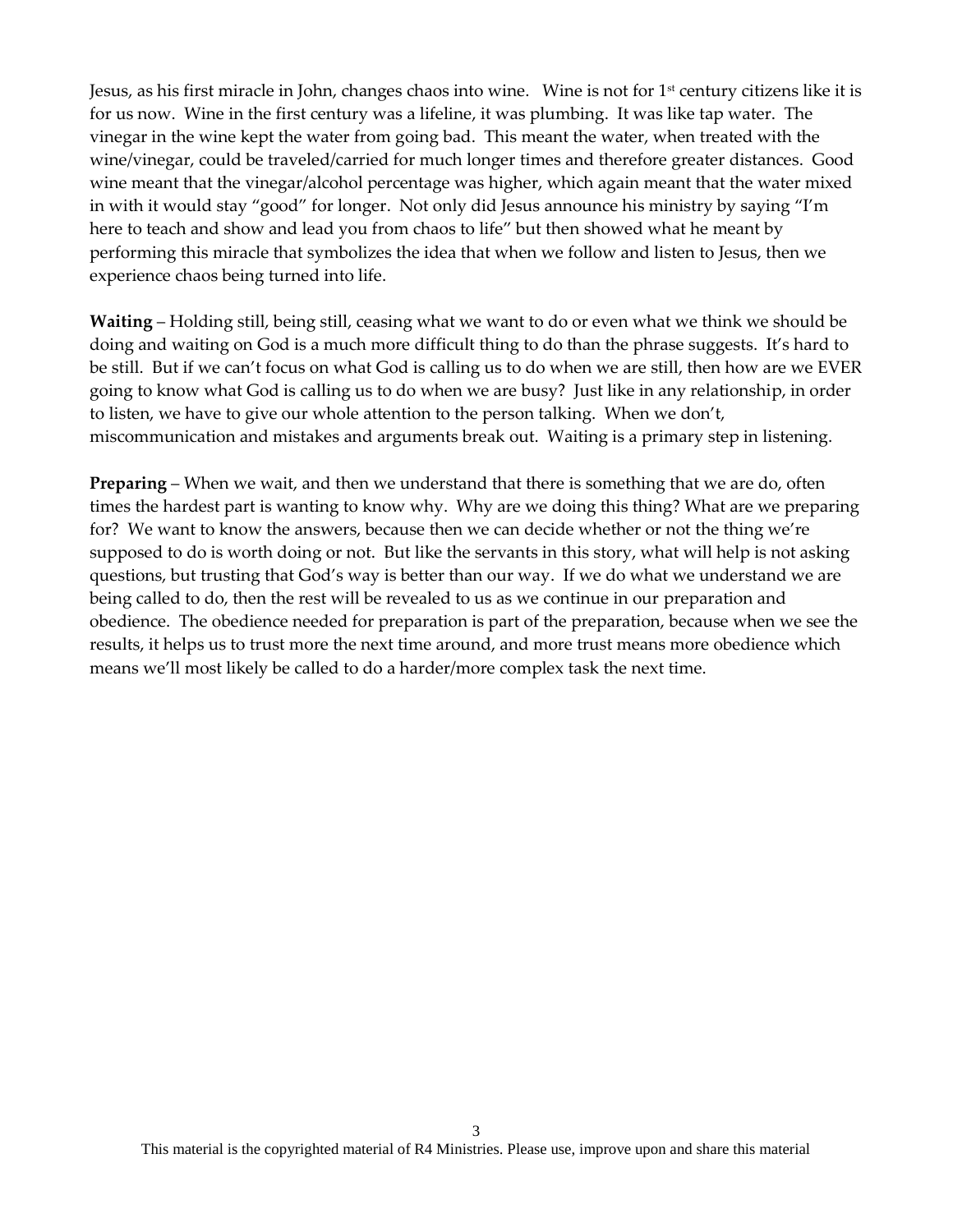Jesus, as his first miracle in John, changes chaos into wine. Wine is not for 1st century citizens like it is for us now. Wine in the first century was a lifeline, it was plumbing. It was like tap water. The vinegar in the wine kept the water from going bad. This meant the water, when treated with the wine/vinegar, could be traveled/carried for much longer times and therefore greater distances. Good wine meant that the vinegar/alcohol percentage was higher, which again meant that the water mixed in with it would stay "good" for longer. Not only did Jesus announce his ministry by saying "I'm here to teach and show and lead you from chaos to life" but then showed what he meant by performing this miracle that symbolizes the idea that when we follow and listen to Jesus, then we experience chaos being turned into life.

**Waiting** – Holding still, being still, ceasing what we want to do or even what we think we should be doing and waiting on God is a much more difficult thing to do than the phrase suggests. It's hard to be still. But if we can't focus on what God is calling us to do when we are still, then how are we EVER going to know what God is calling us to do when we are busy? Just like in any relationship, in order to listen, we have to give our whole attention to the person talking. When we don't, miscommunication and mistakes and arguments break out. Waiting is a primary step in listening.

**Preparing** – When we wait, and then we understand that there is something that we are do, often times the hardest part is wanting to know why. Why are we doing this thing? What are we preparing for? We want to know the answers, because then we can decide whether or not the thing we're supposed to do is worth doing or not. But like the servants in this story, what will help is not asking questions, but trusting that God's way is better than our way. If we do what we understand we are being called to do, then the rest will be revealed to us as we continue in our preparation and obedience. The obedience needed for preparation is part of the preparation, because when we see the results, it helps us to trust more the next time around, and more trust means more obedience which means we'll most likely be called to do a harder/more complex task the next time.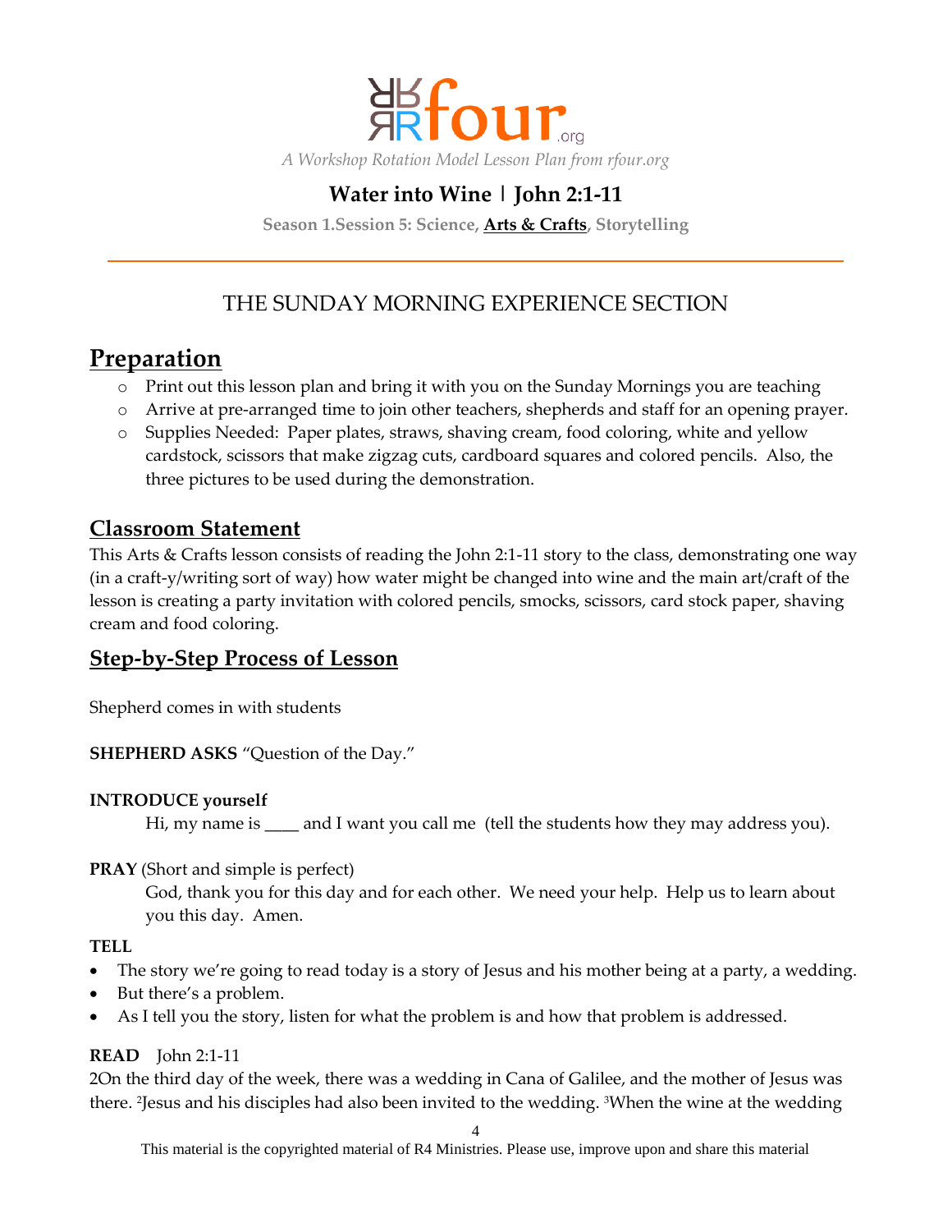A Workshop Rotation Model Lesson Plan from rfour.org

# Water into Wine | John 2:1-11

**Season 1.Session 5: Science, Arts & Crafts, Storytelling**

THE SUNDAY MORNING EXPERIENCE SECTION

## Preparation

- Print out this lesson plan and bring it with you on the Sunday Mornings you are teaching
- Arrive at pre-arranged time to join other teachers, shepherds and staff for an opening prayer.
- Supplies Needed: Paper plates, straws, shaving cream, food coloring, white and yellow cardstock, scissors that make zigzag cuts, cardboard squares and colored pencils. Also, the three pictures to be used during the demonstration.

## Classroom Statement

This Arts & Crafts lesson consists of reading the John 2:1-11 story to the class, demonstrating one way (in a craft-y/writing sort of way) how water might be changed into wine and the main art/craft of the lesson is creating a party invitation with colored pencils, smocks, scissors, card stock paper, shaving cream and food coloring.

## Step-by-Step Process of Lesson

Shepherd comes in with students

**SHEPHERD ASKS** "Question of the Day."

**INTRODUCE yourself**

Hi, my name is ____ and I want you call me (tell the students how they may address you).

**PRAY** (Short and simple is perfect)

God, thank you for this day and for each other. We need your help. Help us to learn about you this day. Amen.

**TELL**

- The story we're going to read today is a story of Jesus and his mother being at a party, a wedding.
- But there's a problem.
- As I tell you the story, listen for what the problem is and how that problem is addressed.

**READ** John 2:1-11

2On the third day of the week, there was a wedding in Cana of Galilee, and the mother of Jesus was there. [2]Jesus and his disciples had also been invited to the wedding. [3]When the wine at the wedding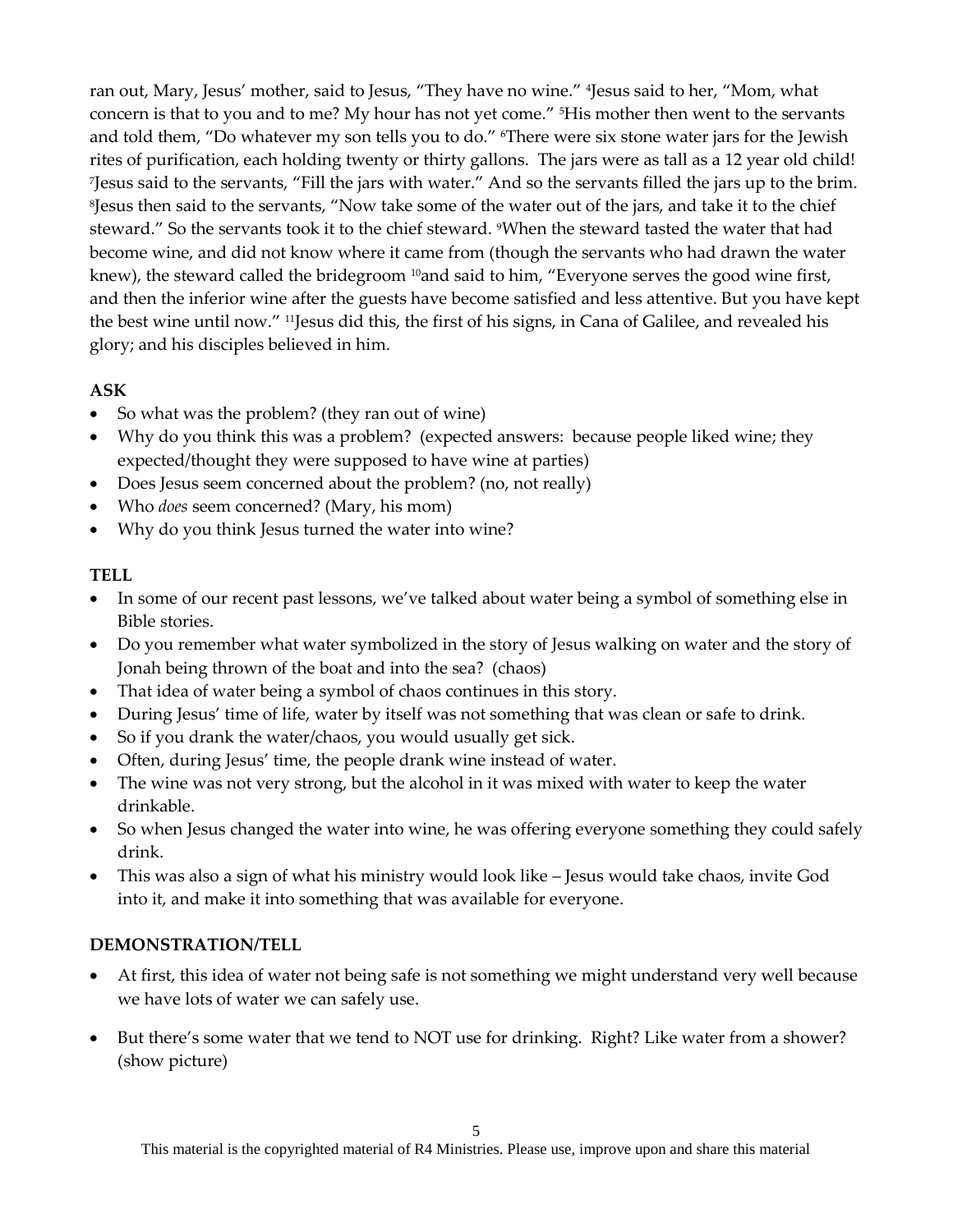ran out, Mary, Jesus' mother, said to Jesus, "They have no wine." [4]Jesus said to her, "Mom, what concern is that to you and to me? My hour has not yet come." [5]His mother then went to the servants and told them, "Do whatever my son tells you to do." [6]There were six stone water jars for the Jewish rites of purification, each holding twenty or thirty gallons. The jars were as tall as a 12 year old child! [7]Jesus said to the servants, "Fill the jars with water." And so the servants filled the jars up to the brim. [8]Jesus then said to the servants, "Now take some of the water out of the jars, and take it to the chief steward." So the servants took it to the chief steward. [9]When the steward tasted the water that had become wine, and did not know where it came from (though the servants who had drawn the water knew), the steward called the bridegroom [10]and said to him, "Everyone serves the good wine first, and then the inferior wine after the guests have become satisfied and less attentive. But you have kept the best wine until now." [11]Jesus did this, the first of his signs, in Cana of Galilee, and revealed his glory; and his disciples believed in him.

**ASK**

- So what was the problem? (they ran out of wine)
- Why do you think this was a problem? (expected answers: because people liked wine; they expected/thought they were supposed to have wine at parties)
- Does Jesus seem concerned about the problem? (no, not really)
- Who *does* seem concerned? (Mary, his mom)
- Why do you think Jesus turned the water into wine?

**TELL**

- In some of our recent past lessons, we've talked about water being a symbol of something else in Bible stories.
- Do you remember what water symbolized in the story of Jesus walking on water and the story of Jonah being thrown of the boat and into the sea? (chaos)
- That idea of water being a symbol of chaos continues in this story.
- During Jesus' time of life, water by itself was not something that was clean or safe to drink.
- So if you drank the water/chaos, you would usually get sick.
- Often, during Jesus' time, the people drank wine instead of water.
- The wine was not very strong, but the alcohol in it was mixed with water to keep the water drinkable.
- So when Jesus changed the water into wine, he was offering everyone something they could safely drink.
- This was also a sign of what his ministry would look like – Jesus would take chaos, invite God into it, and make it into something that was available for everyone.

**DEMONSTRATION/TELL**

- At first, this idea of water not being safe is not something we might understand very well because we have lots of water we can safely use.
- But there's some water that we tend to NOT use for drinking. Right? Like water from a shower? (show picture)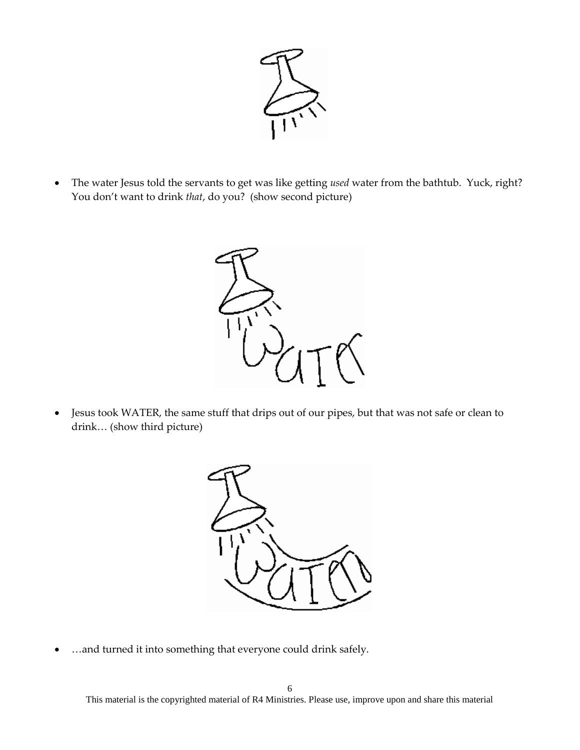- The water Jesus told the servants to get was like getting *used* water from the bathtub. Yuck, right? You don't want to drink *that*, do you? (show second picture)

- Jesus took WATER, the same stuff that drips out of our pipes, but that was not safe or clean to drink… (show third picture)

- …and turned it into something that everyone could drink safely.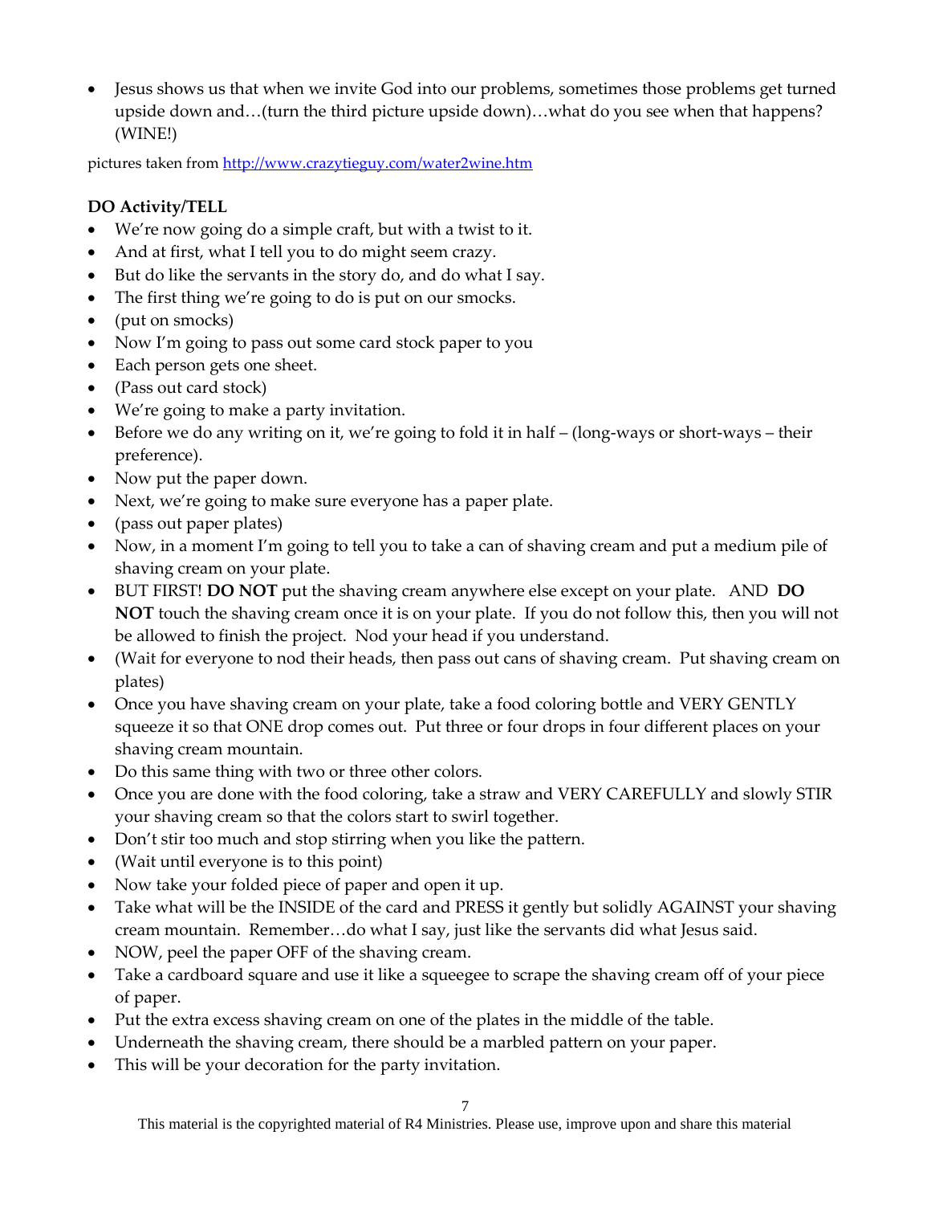- Jesus shows us that when we invite God into our problems, sometimes those problems get turned upside down and…(turn the third picture upside down)…what do you see when that happens? (WINE!)

pictures taken from http://www.crazytieguy.com/water2wine.htm

**DO Activity/TELL**

- We're now going do a simple craft, but with a twist to it.
- And at first, what I tell you to do might seem crazy.
- But do like the servants in the story do, and do what I say.
- The first thing we're going to do is put on our smocks.
- (put on smocks)
- Now I'm going to pass out some card stock paper to you
- Each person gets one sheet.
- (Pass out card stock)
- We're going to make a party invitation.
- Before we do any writing on it, we're going to fold it in half – (long-ways or short-ways – their preference).
- Now put the paper down.
- Next, we're going to make sure everyone has a paper plate.
- (pass out paper plates)
- Now, in a moment I'm going to tell you to take a can of shaving cream and put a medium pile of shaving cream on your plate.
- BUT FIRST! **DO NOT** put the shaving cream anywhere else except on your plate. AND **DO NOT** touch the shaving cream once it is on your plate. If you do not follow this, then you will not be allowed to finish the project. Nod your head if you understand.
- (Wait for everyone to nod their heads, then pass out cans of shaving cream. Put shaving cream on plates)
- Once you have shaving cream on your plate, take a food coloring bottle and VERY GENTLY squeeze it so that ONE drop comes out. Put three or four drops in four different places on your shaving cream mountain.
- Do this same thing with two or three other colors.
- Once you are done with the food coloring, take a straw and VERY CAREFULLY and slowly STIR your shaving cream so that the colors start to swirl together.
- Don't stir too much and stop stirring when you like the pattern.
- (Wait until everyone is to this point)
- Now take your folded piece of paper and open it up.
- Take what will be the INSIDE of the card and PRESS it gently but solidly AGAINST your shaving cream mountain. Remember…do what I say, just like the servants did what Jesus said.
- NOW, peel the paper OFF of the shaving cream.
- Take a cardboard square and use it like a squeegee to scrape the shaving cream off of your piece of paper.
- Put the extra excess shaving cream on one of the plates in the middle of the table.
- Underneath the shaving cream, there should be a marbled pattern on your paper.
- This will be your decoration for the party invitation.

This material is the copyrighted material of R4 Ministries. Please use, improve upon and share this material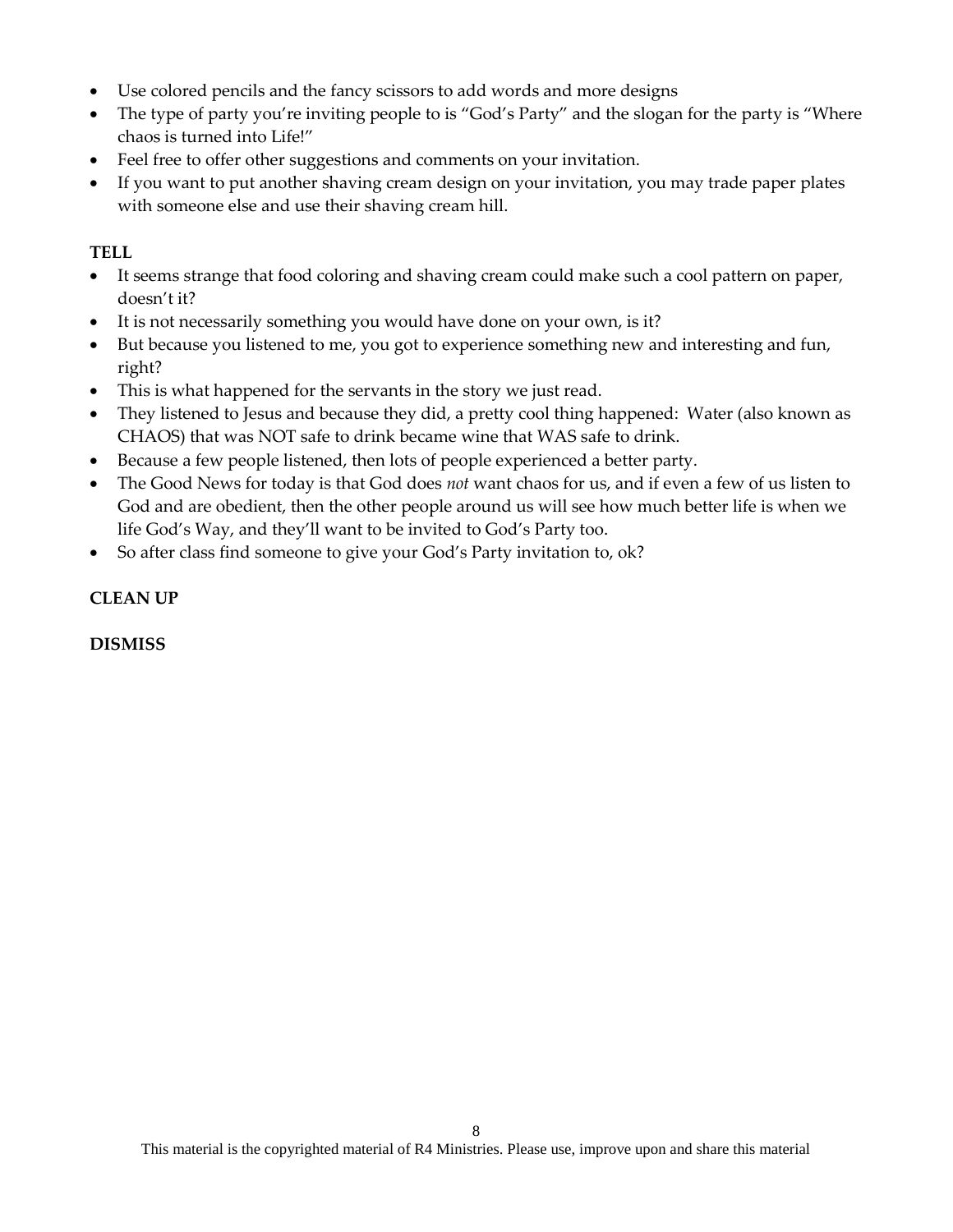- Use colored pencils and the fancy scissors to add words and more designs
- The type of party you're inviting people to is "God's Party" and the slogan for the party is "Where chaos is turned into Life!"
- Feel free to offer other suggestions and comments on your invitation.
- If you want to put another shaving cream design on your invitation, you may trade paper plates with someone else and use their shaving cream hill.

**TELL**

- It seems strange that food coloring and shaving cream could make such a cool pattern on paper, doesn't it?
- It is not necessarily something you would have done on your own, is it?
- But because you listened to me, you got to experience something new and interesting and fun, right?
- This is what happened for the servants in the story we just read.
- They listened to Jesus and because they did, a pretty cool thing happened: Water (also known as CHAOS) that was NOT safe to drink became wine that WAS safe to drink.
- Because a few people listened, then lots of people experienced a better party.
- The Good News for today is that God does *not* want chaos for us, and if even a few of us listen to God and are obedient, then the other people around us will see how much better life is when we life God's Way, and they'll want to be invited to God's Party too.
- So after class find someone to give your God's Party invitation to, ok?

**CLEAN UP**

**DISMISS**